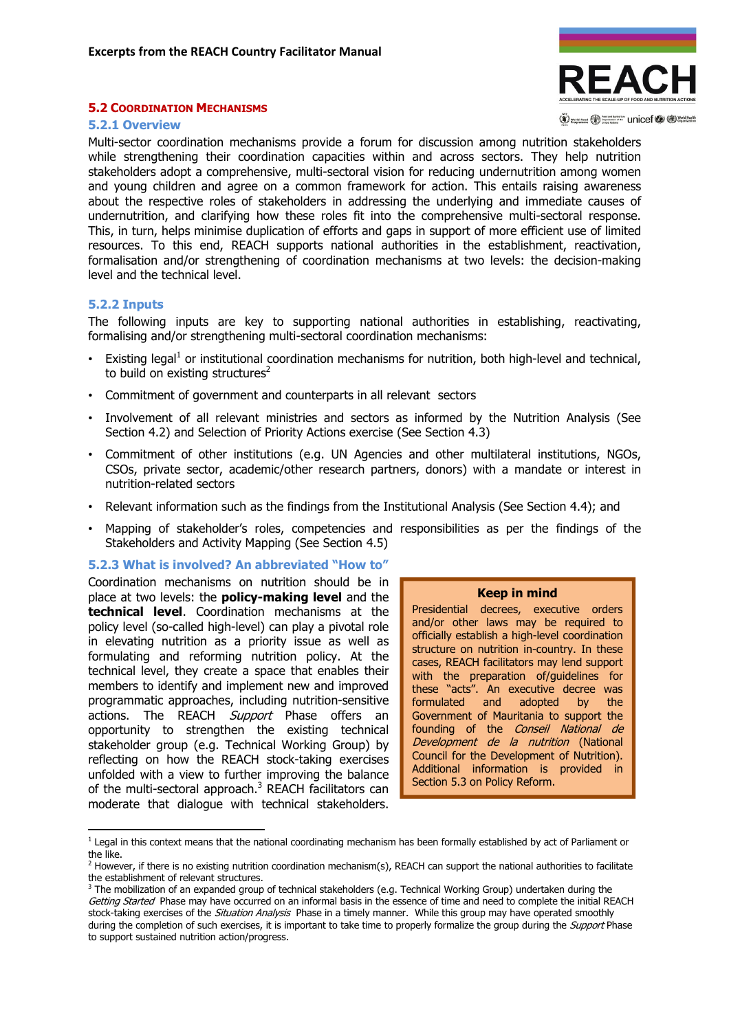**Excerpts from the REACH Country Facilitator Manual**

## 5.2 Coordination Mechanisms

### 5.2.1 Overview

Multi-sector coordination mechanisms provide a forum for discussion among nutrition stakeholders while strengthening their coordination capacities within and across sectors. They help nutrition stakeholders adopt a comprehensive, multi-sectoral vision for reducing undernutrition among women and young children and agree on a common framework for action. This entails raising awareness about the respective roles of stakeholders in addressing the underlying and immediate causes of undernutrition, and clarifying how these roles fit into the comprehensive multi-sectoral response. This, in turn, helps minimise duplication of efforts and gaps in support of more efficient use of limited resources. To this end, REACH supports national authorities in the establishment, reactivation, formalisation and/or strengthening of coordination mechanisms at two levels: the decision-making level and the technical level.

### 5.2.2 Inputs

The following inputs are key to supporting national authorities in establishing, reactivating, formalising and/or strengthening multi-sectoral coordination mechanisms:

- Existing legal[1] or institutional coordination mechanisms for nutrition, both high-level and technical, to build on existing structures[2]
- Commitment of government and counterparts in all relevant sectors
- Involvement of all relevant ministries and sectors as informed by the Nutrition Analysis (See Section 4.2) and Selection of Priority Actions exercise (See Section 4.3)
- Commitment of other institutions (e.g. UN Agencies and other multilateral institutions, NGOs, CSOs, private sector, academic/other research partners, donors) with a mandate or interest in nutrition-related sectors
- Relevant information such as the findings from the Institutional Analysis (See Section 4.4); and
- Mapping of stakeholder's roles, competencies and responsibilities as per the findings of the Stakeholders and Activity Mapping (See Section 4.5)

### 5.2.3 What is involved? An abbreviated "How to"

Coordination mechanisms on nutrition should be in place at two levels: the **policy-making level** and the **technical level**. Coordination mechanisms at the policy level (so-called high-level) can play a pivotal role in elevating nutrition as a priority issue as well as formulating and reforming nutrition policy. At the technical level, they create a space that enables their members to identify and implement new and improved programmatic approaches, including nutrition-sensitive actions. The REACH *Support* Phase offers an opportunity to strengthen the existing technical stakeholder group (e.g. Technical Working Group) by reflecting on how the REACH stock-taking exercises unfolded with a view to further improving the balance of the multi-sectoral approach.[3] REACH facilitators can moderate that dialogue with technical stakeholders.

> **Keep in mind**
>
> Presidential decrees, executive orders and/or other laws may be required to officially establish a high-level coordination structure on nutrition in-country. In these cases, REACH facilitators may lend support with the preparation of/guidelines for these "acts". An executive decree was formulated and adopted by the Government of Mauritania to support the founding of the *Conseil National de Development de la nutrition* (National Council for the Development of Nutrition). Additional information is provided in Section 5.3 on Policy Reform.

---

[1] Legal in this context means that the national coordinating mechanism has been formally established by act of Parliament or the like.

[2] However, if there is no existing nutrition coordination mechanism(s), REACH can support the national authorities to facilitate the establishment of relevant structures.

[3] The mobilization of an expanded group of technical stakeholders (e.g. Technical Working Group) undertaken during the *Getting Started* Phase may have occurred on an informal basis in the essence of time and need to complete the initial REACH stock-taking exercises of the *Situation Analysis* Phase in a timely manner. While this group may have operated smoothly during the completion of such exercises, it is important to take time to properly formalize the group during the *Support* Phase to support sustained nutrition action/progress.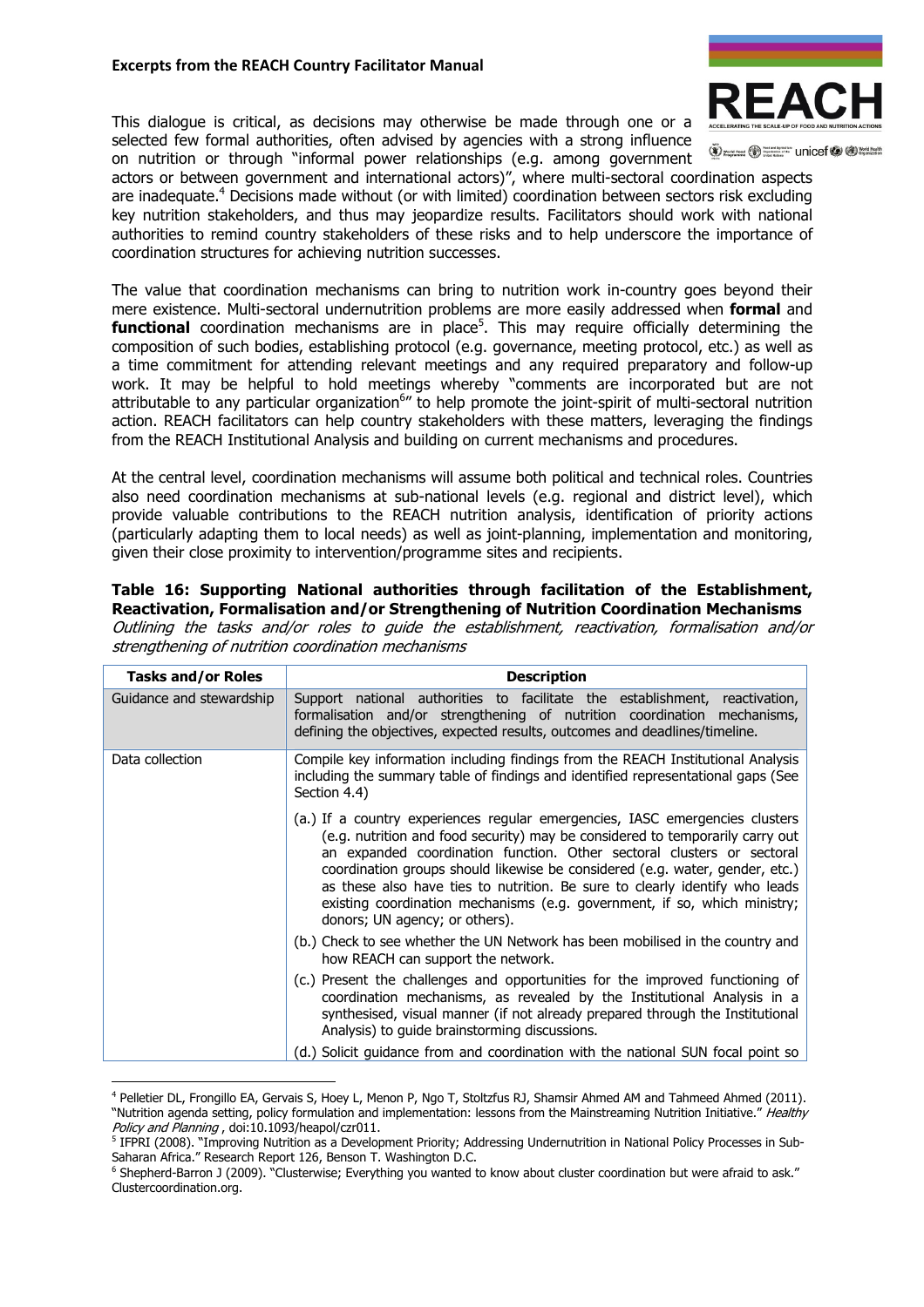This dialogue is critical, as decisions may otherwise be made through one or a selected few formal authorities, often advised by agencies with a strong influence on nutrition or through "informal power relationships (e.g. among government actors or between government and international actors)", where multi-sectoral coordination aspects are inadequate.[4] Decisions made without (or with limited) coordination between sectors risk excluding key nutrition stakeholders, and thus may jeopardize results. Facilitators should work with national authorities to remind country stakeholders of these risks and to help underscore the importance of coordination structures for achieving nutrition successes.

The value that coordination mechanisms can bring to nutrition work in-country goes beyond their mere existence. Multi-sectoral undernutrition problems are more easily addressed when **formal** and **functional** coordination mechanisms are in place[5]. This may require officially determining the composition of such bodies, establishing protocol (e.g. governance, meeting protocol, etc.) as well as a time commitment for attending relevant meetings and any required preparatory and follow-up work. It may be helpful to hold meetings whereby "comments are incorporated but are not attributable to any particular organization[6]" to help promote the joint-spirit of multi-sectoral nutrition action. REACH facilitators can help country stakeholders with these matters, leveraging the findings from the REACH Institutional Analysis and building on current mechanisms and procedures.

At the central level, coordination mechanisms will assume both political and technical roles. Countries also need coordination mechanisms at sub-national levels (e.g. regional and district level), which provide valuable contributions to the REACH nutrition analysis, identification of priority actions (particularly adapting them to local needs) as well as joint-planning, implementation and monitoring, given their close proximity to intervention/programme sites and recipients.

**Table 16: Supporting National authorities through facilitation of the Establishment, Reactivation, Formalisation and/or Strengthening of Nutrition Coordination Mechanisms**
*Outlining the tasks and/or roles to guide the establishment, reactivation, formalisation and/or strengthening of nutrition coordination mechanisms*

| Tasks and/or Roles | Description |
|---|---|
| Guidance and stewardship | Support national authorities to facilitate the establishment, reactivation, formalisation and/or strengthening of nutrition coordination mechanisms, defining the objectives, expected results, outcomes and deadlines/timeline. |
| Data collection | Compile key information including findings from the REACH Institutional Analysis including the summary table of findings and identified representational gaps (See Section 4.4) |
| | (a.) If a country experiences regular emergencies, IASC emergencies clusters (e.g. nutrition and food security) may be considered to temporarily carry out an expanded coordination function. Other sectoral clusters or sectoral coordination groups should likewise be considered (e.g. water, gender, etc.) as these also have ties to nutrition. Be sure to clearly identify who leads existing coordination mechanisms (e.g. government, if so, which ministry; donors; UN agency; or others). |
| | (b.) Check to see whether the UN Network has been mobilised in the country and how REACH can support the network. |
| | (c.) Present the challenges and opportunities for the improved functioning of coordination mechanisms, as revealed by the Institutional Analysis in a synthesised, visual manner (if not already prepared through the Institutional Analysis) to guide brainstorming discussions. |
| | (d.) Solicit guidance from and coordination with the national SUN focal point so |

[4] Pelletier DL, Frongillo EA, Gervais S, Hoey L, Menon P, Ngo T, Stoltzfus RJ, Shamsir Ahmed AM and Tahmeed Ahmed (2011). "Nutrition agenda setting, policy formulation and implementation: lessons from the Mainstreaming Nutrition Initiative." *Healthy Policy and Planning* , doi:10.1093/heapol/czr011.

[5] IFPRI (2008). "Improving Nutrition as a Development Priority; Addressing Undernutrition in National Policy Processes in Sub-Saharan Africa." Research Report 126, Benson T. Washington D.C.

[6] Shepherd-Barron J (2009). "Clusterwise; Everything you wanted to know about cluster coordination but were afraid to ask." Clustercoordination.org.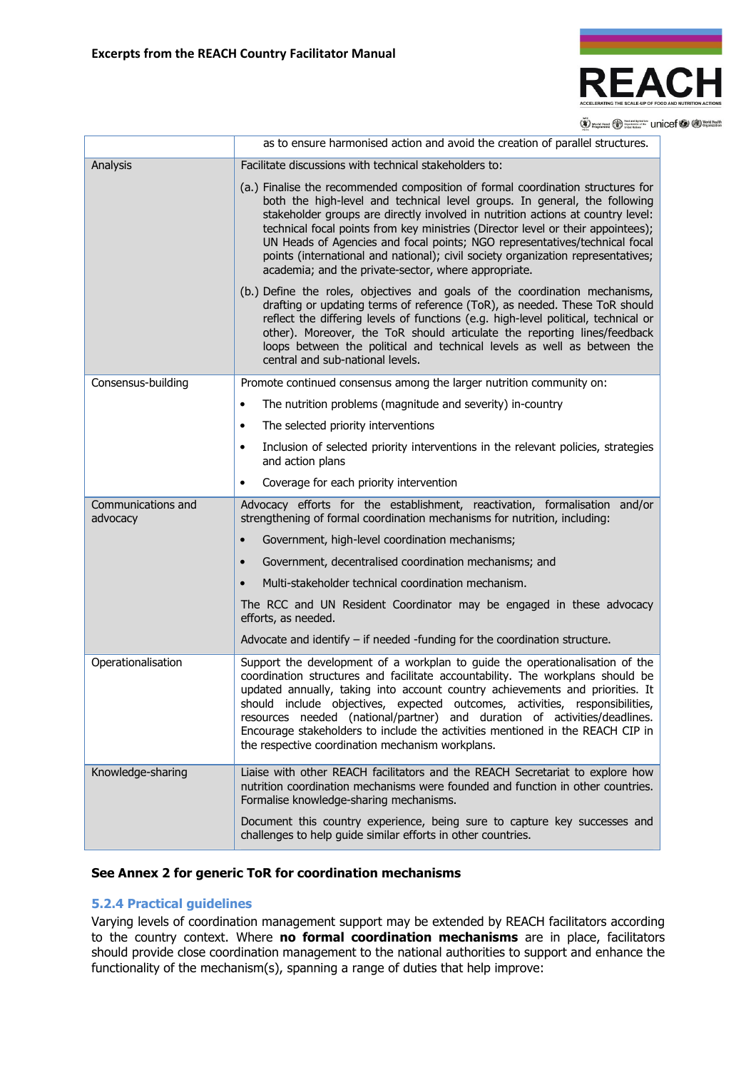| | |
|---|---|
| | as to ensure harmonised action and avoid the creation of parallel structures. |
| Analysis | Facilitate discussions with technical stakeholders to:<br><br>(a.) Finalise the recommended composition of formal coordination structures for both the high-level and technical level groups. In general, the following stakeholder groups are directly involved in nutrition actions at country level: technical focal points from key ministries (Director level or their appointees); UN Heads of Agencies and focal points; NGO representatives/technical focal points (international and national); civil society organization representatives; academia; and the private-sector, where appropriate.<br><br>(b.) Define the roles, objectives and goals of the coordination mechanisms, drafting or updating terms of reference (ToR), as needed. These ToR should reflect the differing levels of functions (e.g. high-level political, technical or other). Moreover, the ToR should articulate the reporting lines/feedback loops between the political and technical levels as well as between the central and sub-national levels. |
| Consensus-building | Promote continued consensus among the larger nutrition community on:<br><br>• The nutrition problems (magnitude and severity) in-country<br>• The selected priority interventions<br>• Inclusion of selected priority interventions in the relevant policies, strategies and action plans<br>• Coverage for each priority intervention |
| Communications and advocacy | Advocacy efforts for the establishment, reactivation, formalisation and/or strengthening of formal coordination mechanisms for nutrition, including:<br><br>• Government, high-level coordination mechanisms;<br>• Government, decentralised coordination mechanisms; and<br>• Multi-stakeholder technical coordination mechanism.<br><br>The RCC and UN Resident Coordinator may be engaged in these advocacy efforts, as needed.<br><br>Advocate and identify – if needed -funding for the coordination structure. |
| Operationalisation | Support the development of a workplan to guide the operationalisation of the coordination structures and facilitate accountability. The workplans should be updated annually, taking into account country achievements and priorities. It should include objectives, expected outcomes, activities, responsibilities, resources needed (national/partner) and duration of activities/deadlines. Encourage stakeholders to include the activities mentioned in the REACH CIP in the respective coordination mechanism workplans. |
| Knowledge-sharing | Liaise with other REACH facilitators and the REACH Secretariat to explore how nutrition coordination mechanisms were founded and function in other countries. Formalise knowledge-sharing mechanisms.<br><br>Document this country experience, being sure to capture key successes and challenges to help guide similar efforts in other countries. |

**See Annex 2 for generic ToR for coordination mechanisms**

### 5.2.4 Practical guidelines

Varying levels of coordination management support may be extended by REACH facilitators according to the country context. Where **no formal coordination mechanisms** are in place, facilitators should provide close coordination management to the national authorities to support and enhance the functionality of the mechanism(s), spanning a range of duties that help improve: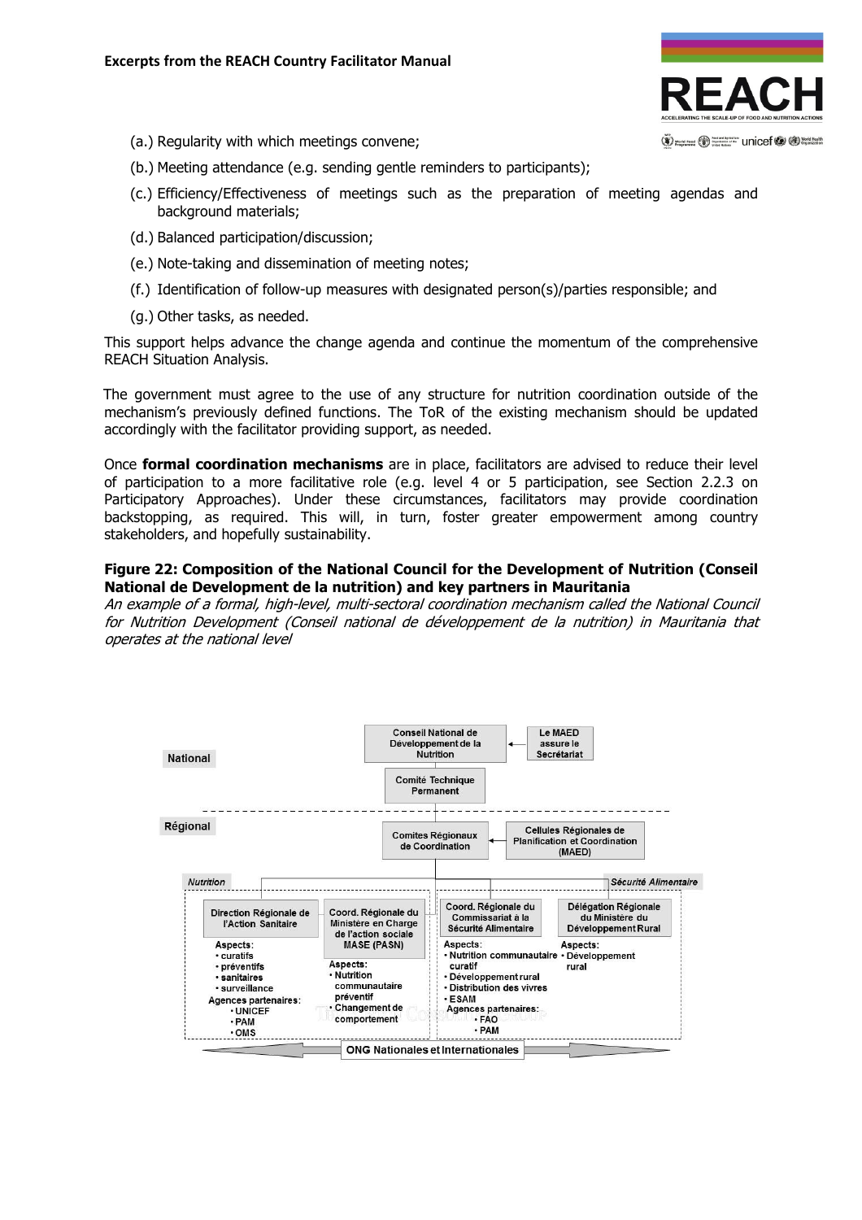(a.) Regularity with which meetings convene;

(b.) Meeting attendance (e.g. sending gentle reminders to participants);

(c.) Efficiency/Effectiveness of meetings such as the preparation of meeting agendas and background materials;

(d.) Balanced participation/discussion;

(e.) Note-taking and dissemination of meeting notes;

(f.) Identification of follow-up measures with designated person(s)/parties responsible; and

(g.) Other tasks, as needed.

This support helps advance the change agenda and continue the momentum of the comprehensive REACH Situation Analysis.

The government must agree to the use of any structure for nutrition coordination outside of the mechanism's previously defined functions. The ToR of the existing mechanism should be updated accordingly with the facilitator providing support, as needed.

Once **formal coordination mechanisms** are in place, facilitators are advised to reduce their level of participation to a more facilitative role (e.g. level 4 or 5 participation, see Section 2.2.3 on Participatory Approaches). Under these circumstances, facilitators may provide coordination backstopping, as required. This will, in turn, foster greater empowerment among country stakeholders, and hopefully sustainability.

**Figure 22: Composition of the National Council for the Development of Nutrition (Conseil National de Development de la nutrition) and key partners in Mauritania**

*An example of a formal, high-level, multi-sectoral coordination mechanism called the National Council for Nutrition Development (Conseil national de développement de la nutrition) in Mauritania that operates at the national level*

National

Conseil National de Développement de la Nutrition ← Le MAED assure le Secrétariat

Comité Technique Permanent

Régional

Comites Régionaux de Coordination ← Cellules Régionales de Planification et Coordination (MAED)

Nutrition | Sécurité Alimentaire

Direction Régionale de l'Action Sanitaire
Aspects:
• curatifs
• préventifs
• sanitaires
• surveillance
Agences partenaires:
• UNICEF
• PAM
• OMS

Coord. Régionale du Ministère en Charge de l'action sociale MASE (PASN)
Aspects:
• Nutrition communautaire préventif
• Changement de comportement

Coord. Régionale du Commissariat à la Sécurité Alimentaire
Aspects:
• Nutrition communautaire curatif
• Développement rural
• Distribution des vivres
• ESAM
Agences partenaires:
• FAO
• PAM

Délégation Régionale du Ministère du Développement Rural
Aspects:
• Développement rural

ONG Nationales et Internationales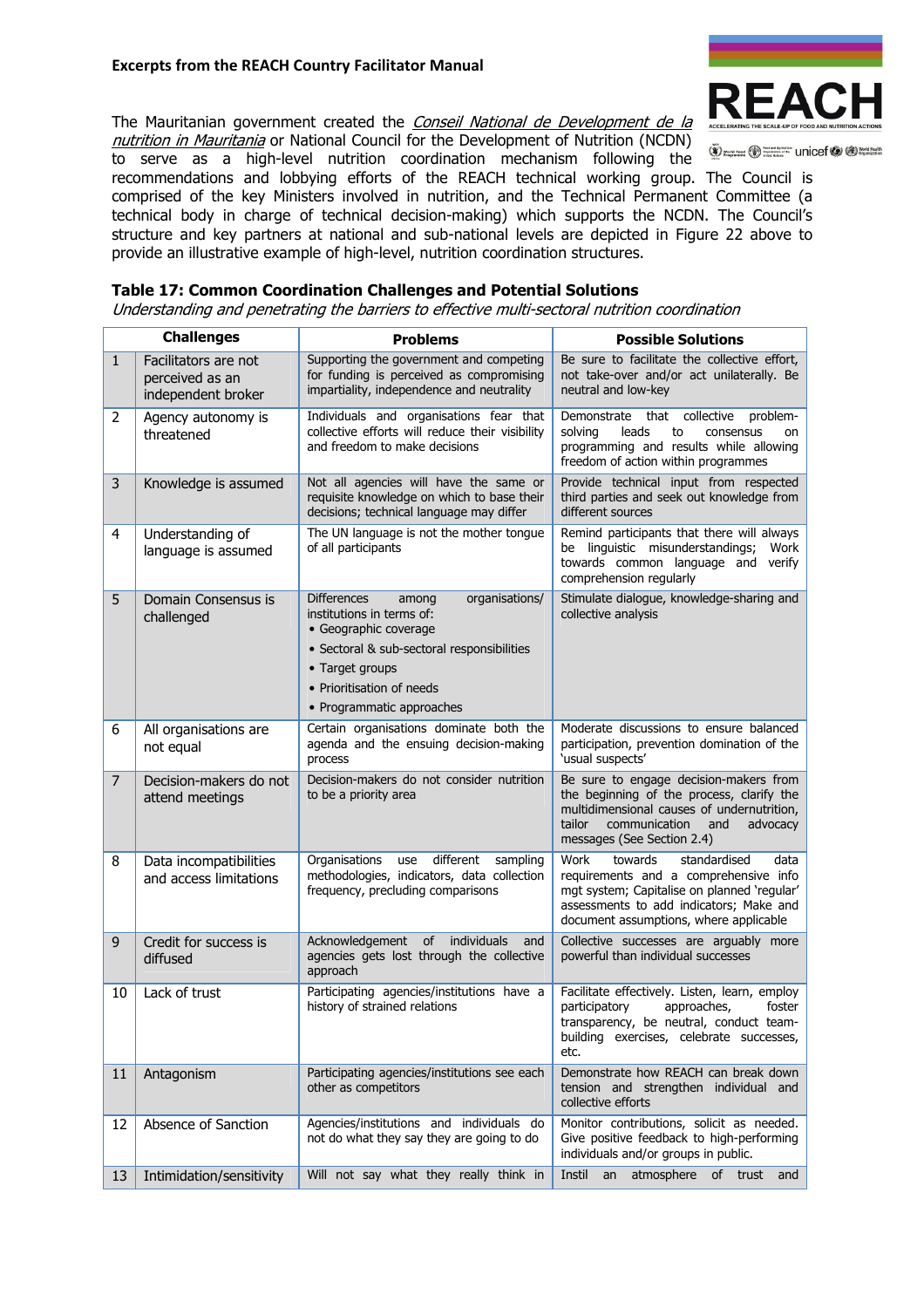**Excerpts from the REACH Country Facilitator Manual**

The Mauritanian government created the *Conseil National de Development de la nutrition in Mauritania* or National Council for the Development of Nutrition (NCDN) to serve as a high-level nutrition coordination mechanism following the recommendations and lobbying efforts of the REACH technical working group. The Council is comprised of the key Ministers involved in nutrition, and the Technical Permanent Committee (a technical body in charge of technical decision-making) which supports the NCDN. The Council's structure and key partners at national and sub-national levels are depicted in Figure 22 above to provide an illustrative example of high-level, nutrition coordination structures.

**Table 17: Common Coordination Challenges and Potential Solutions**

*Understanding and penetrating the barriers to effective multi-sectoral nutrition coordination*

| | Challenges | Problems | Possible Solutions |
|---|---|---|---|
| 1 | Facilitators are not perceived as an independent broker | Supporting the government and competing for funding is perceived as compromising impartiality, independence and neutrality | Be sure to facilitate the collective effort, not take-over and/or act unilaterally. Be neutral and low-key |
| 2 | Agency autonomy is threatened | Individuals and organisations fear that collective efforts will reduce their visibility and freedom to make decisions | Demonstrate that collective problem-solving leads to consensus on programming and results while allowing freedom of action within programmes |
| 3 | Knowledge is assumed | Not all agencies will have the same or requisite knowledge on which to base their decisions; technical language may differ | Provide technical input from respected third parties and seek out knowledge from different sources |
| 4 | Understanding of language is assumed | The UN language is not the mother tongue of all participants | Remind participants that there will always be linguistic misunderstandings; Work towards common language and verify comprehension regularly |
| 5 | Domain Consensus is challenged | Differences among organisations/ institutions in terms of: • Geographic coverage • Sectoral & sub-sectoral responsibilities • Target groups • Prioritisation of needs • Programmatic approaches | Stimulate dialogue, knowledge-sharing and collective analysis |
| 6 | All organisations are not equal | Certain organisations dominate both the agenda and the ensuing decision-making process | Moderate discussions to ensure balanced participation, prevention domination of the 'usual suspects' |
| 7 | Decision-makers do not attend meetings | Decision-makers do not consider nutrition to be a priority area | Be sure to engage decision-makers from the beginning of the process, clarify the multidimensional causes of undernutrition, tailor communication and advocacy messages (See Section 2.4) |
| 8 | Data incompatibilities and access limitations | Organisations use different sampling methodologies, indicators, data collection frequency, precluding comparisons | Work towards standardised data requirements and a comprehensive info mgt system; Capitalise on planned 'regular' assessments to add indicators; Make and document assumptions, where applicable |
| 9 | Credit for success is diffused | Acknowledgement of individuals and agencies gets lost through the collective approach | Collective successes are arguably more powerful than individual successes |
| 10 | Lack of trust | Participating agencies/institutions have a history of strained relations | Facilitate effectively. Listen, learn, employ participatory approaches, foster transparency, be neutral, conduct team-building exercises, celebrate successes, etc. |
| 11 | Antagonism | Participating agencies/institutions see each other as competitors | Demonstrate how REACH can break down tension and strengthen individual and collective efforts |
| 12 | Absence of Sanction | Agencies/institutions and individuals do not do what they say they are going to do | Monitor contributions, solicit as needed. Give positive feedback to high-performing individuals and/or groups in public. |
| 13 | Intimidation/sensitivity | Will not say what they really think in | Instil an atmosphere of trust and |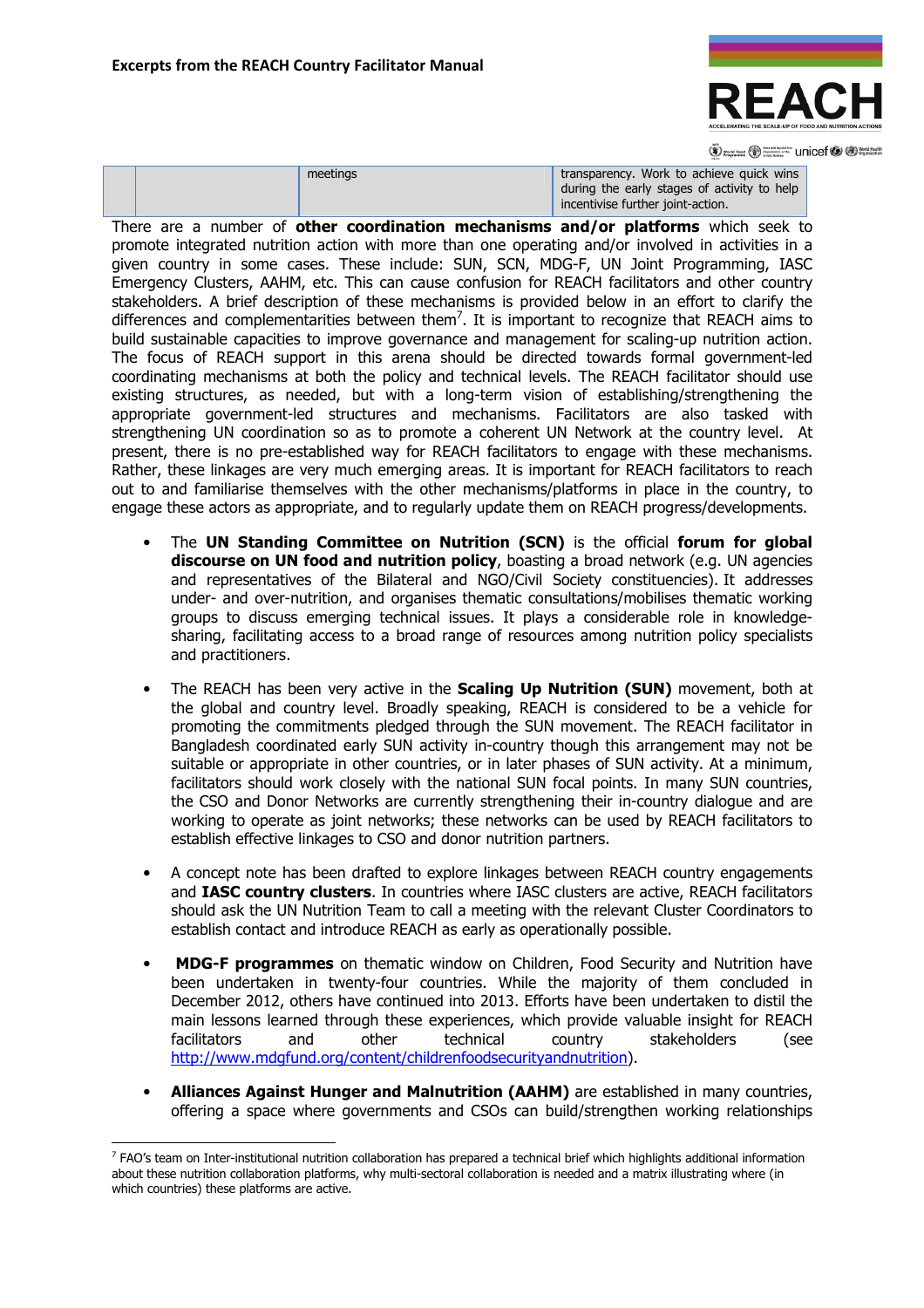| | | meetings | transparency. Work to achieve quick wins during the early stages of activity to help incentivise further joint-action. |
|---|---|---|---|

There are a number of **other coordination mechanisms and/or platforms** which seek to promote integrated nutrition action with more than one operating and/or involved in activities in a given country in some cases. These include: SUN, SCN, MDG-F, UN Joint Programming, IASC Emergency Clusters, AAHM, etc. This can cause confusion for REACH facilitators and other country stakeholders. A brief description of these mechanisms is provided below in an effort to clarify the differences and complementarities between them[7]. It is important to recognize that REACH aims to build sustainable capacities to improve governance and management for scaling-up nutrition action. The focus of REACH support in this arena should be directed towards formal government-led coordinating mechanisms at both the policy and technical levels. The REACH facilitator should use existing structures, as needed, but with a long-term vision of establishing/strengthening the appropriate government-led structures and mechanisms. Facilitators are also tasked with strengthening UN coordination so as to promote a coherent UN Network at the country level. At present, there is no pre-established way for REACH facilitators to engage with these mechanisms. Rather, these linkages are very much emerging areas. It is important for REACH facilitators to reach out to and familiarise themselves with the other mechanisms/platforms in place in the country, to engage these actors as appropriate, and to regularly update them on REACH progress/developments.

- The **UN Standing Committee on Nutrition (SCN)** is the official **forum for global discourse on UN food and nutrition policy**, boasting a broad network (e.g. UN agencies and representatives of the Bilateral and NGO/Civil Society constituencies). It addresses under- and over-nutrition, and organises thematic consultations/mobilises thematic working groups to discuss emerging technical issues. It plays a considerable role in knowledge-sharing, facilitating access to a broad range of resources among nutrition policy specialists and practitioners.

- The REACH has been very active in the **Scaling Up Nutrition (SUN)** movement, both at the global and country level. Broadly speaking, REACH is considered to be a vehicle for promoting the commitments pledged through the SUN movement. The REACH facilitator in Bangladesh coordinated early SUN activity in-country though this arrangement may not be suitable or appropriate in other countries, or in later phases of SUN activity. At a minimum, facilitators should work closely with the national SUN focal points. In many SUN countries, the CSO and Donor Networks are currently strengthening their in-country dialogue and are working to operate as joint networks; these networks can be used by REACH facilitators to establish effective linkages to CSO and donor nutrition partners.

- A concept note has been drafted to explore linkages between REACH country engagements and **IASC country clusters**. In countries where IASC clusters are active, REACH facilitators should ask the UN Nutrition Team to call a meeting with the relevant Cluster Coordinators to establish contact and introduce REACH as early as operationally possible.

- **MDG-F programmes** on thematic window on Children, Food Security and Nutrition have been undertaken in twenty-four countries. While the majority of them concluded in December 2012, others have continued into 2013. Efforts have been undertaken to distil the main lessons learned through these experiences, which provide valuable insight for REACH facilitators and other technical country stakeholders (see http://www.mdgfund.org/content/childrenfoodsecurityandnutrition).

- **Alliances Against Hunger and Malnutrition (AAHM)** are established in many countries, offering a space where governments and CSOs can build/strengthen working relationships

[7] FAO's team on Inter-institutional nutrition collaboration has prepared a technical brief which highlights additional information about these nutrition collaboration platforms, why multi-sectoral collaboration is needed and a matrix illustrating where (in which countries) these platforms are active.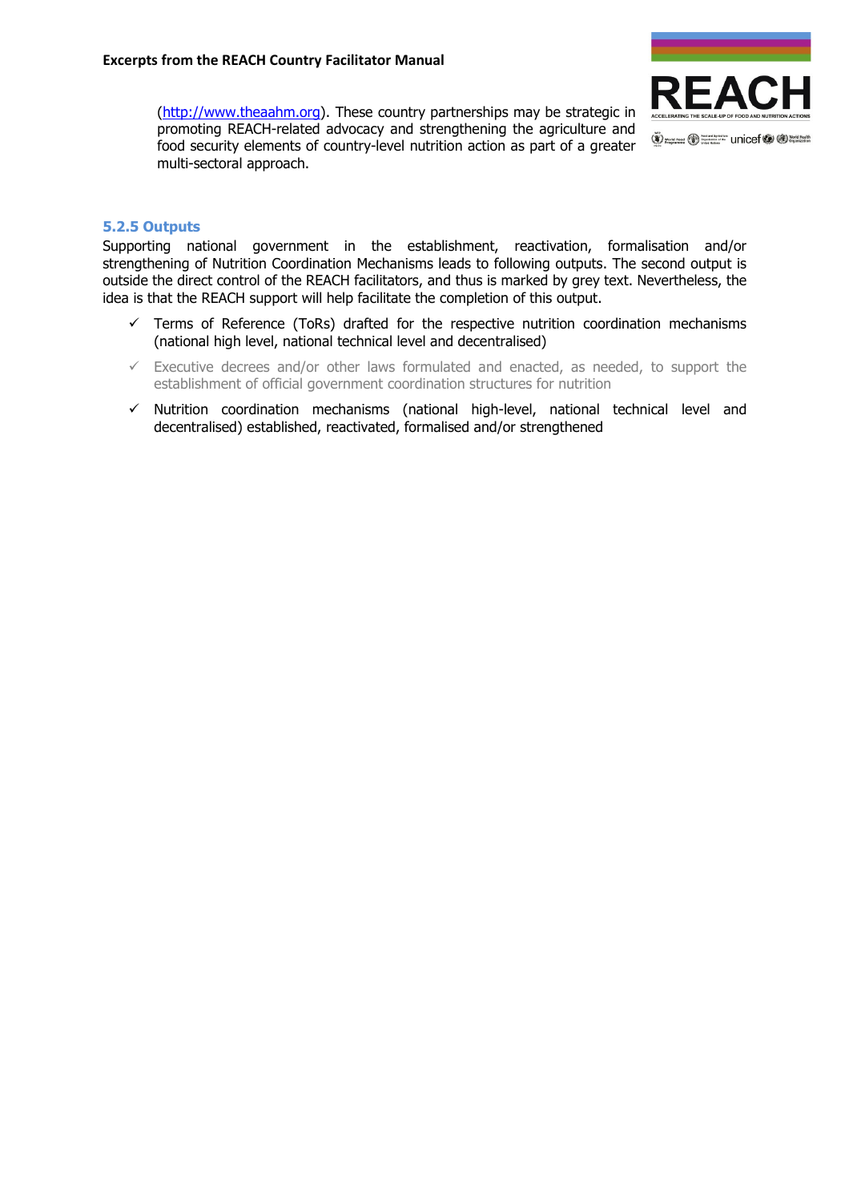(http://www.theaahm.org). These country partnerships may be strategic in promoting REACH-related advocacy and strengthening the agriculture and food security elements of country-level nutrition action as part of a greater multi-sectoral approach.

### 5.2.5 Outputs

Supporting national government in the establishment, reactivation, formalisation and/or strengthening of Nutrition Coordination Mechanisms leads to following outputs. The second output is outside the direct control of the REACH facilitators, and thus is marked by grey text. Nevertheless, the idea is that the REACH support will help facilitate the completion of this output.

- ✓ Terms of Reference (ToRs) drafted for the respective nutrition coordination mechanisms (national high level, national technical level and decentralised)
- ✓ Executive decrees and/or other laws formulated and enacted, as needed, to support the establishment of official government coordination structures for nutrition
- ✓ Nutrition coordination mechanisms (national high-level, national technical level and decentralised) established, reactivated, formalised and/or strengthened